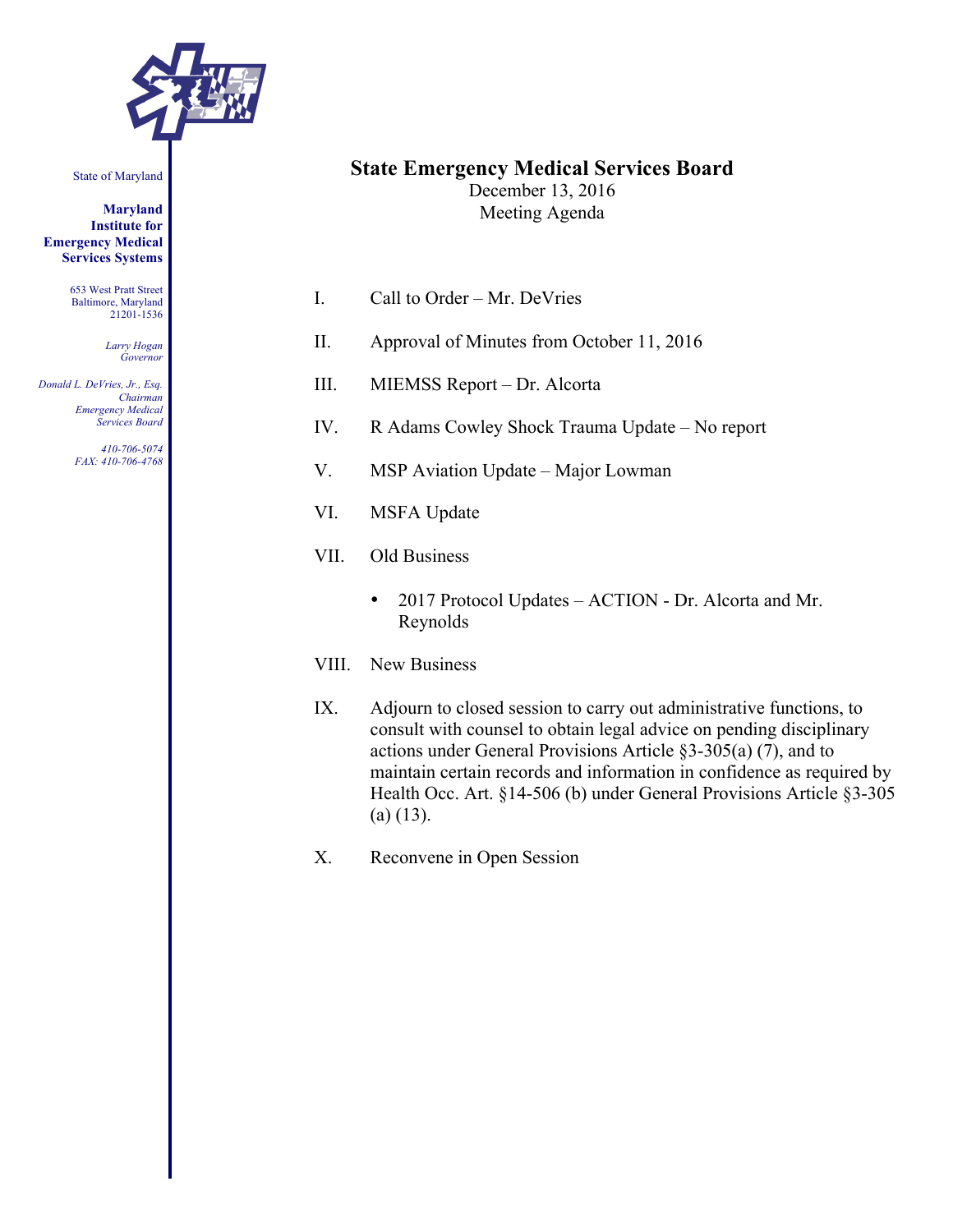State of Maryland

**Maryland Institute for Emergency Medical Services Systems**

653 West Pratt Street
Baltimore, Maryland
21201-1536

*Larry Hogan*
*Governor*

*Donald L. DeVries, Jr., Esq.*
*Chairman*
*Emergency Medical Services Board*

*410-706-5074*
*FAX: 410-706-4768*

# State Emergency Medical Services Board

December 13, 2016
Meeting Agenda

I. Call to Order – Mr. DeVries

II. Approval of Minutes from October 11, 2016

III. MIEMSS Report – Dr. Alcorta

IV. R Adams Cowley Shock Trauma Update – No report

V. MSP Aviation Update – Major Lowman

VI. MSFA Update

VII. Old Business

- 2017 Protocol Updates – ACTION - Dr. Alcorta and Mr. Reynolds

VIII. New Business

IX. Adjourn to closed session to carry out administrative functions, to consult with counsel to obtain legal advice on pending disciplinary actions under General Provisions Article §3-305(a) (7), and to maintain certain records and information in confidence as required by Health Occ. Art. §14-506 (b) under General Provisions Article §3-305 (a) (13).

X. Reconvene in Open Session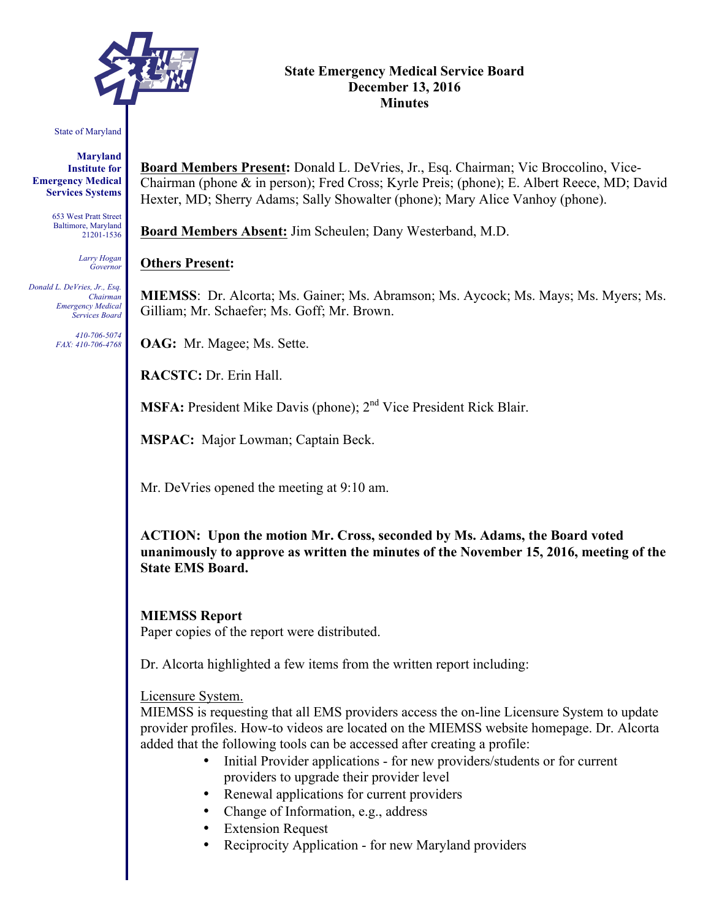# State Emergency Medical Service Board
## December 13, 2016
## Minutes

State of Maryland

**Maryland Institute for Emergency Medical Services Systems**

653 West Pratt Street
Baltimore, Maryland
21201-1536

*Larry Hogan*
*Governor*

*Donald L. DeVries, Jr., Esq.*
*Chairman*
*Emergency Medical Services Board*

*410-706-5074*
*FAX: 410-706-4768*

**Board Members Present:** Donald L. DeVries, Jr., Esq. Chairman; Vic Broccolino, Vice-Chairman (phone & in person); Fred Cross; Kyrle Preis; (phone); E. Albert Reece, MD; David Hexter, MD; Sherry Adams; Sally Showalter (phone); Mary Alice Vanhoy (phone).

**Board Members Absent:** Jim Scheulen; Dany Westerband, M.D.

**Others Present:**

**MIEMSS**: Dr. Alcorta; Ms. Gainer; Ms. Abramson; Ms. Aycock; Ms. Mays; Ms. Myers; Ms. Gilliam; Mr. Schaefer; Ms. Goff; Mr. Brown.

**OAG:** Mr. Magee; Ms. Sette.

**RACSTC:** Dr. Erin Hall.

**MSFA:** President Mike Davis (phone); 2nd Vice President Rick Blair.

**MSPAC:** Major Lowman; Captain Beck.

Mr. DeVries opened the meeting at 9:10 am.

**ACTION: Upon the motion Mr. Cross, seconded by Ms. Adams, the Board voted unanimously to approve as written the minutes of the November 15, 2016, meeting of the State EMS Board.**

**MIEMSS Report**
Paper copies of the report were distributed.

Dr. Alcorta highlighted a few items from the written report including:

Licensure System.
MIEMSS is requesting that all EMS providers access the on-line Licensure System to update provider profiles. How-to videos are located on the MIEMSS website homepage. Dr. Alcorta added that the following tools can be accessed after creating a profile:

- Initial Provider applications - for new providers/students or for current providers to upgrade their provider level
- Renewal applications for current providers
- Change of Information, e.g., address
- Extension Request
- Reciprocity Application - for new Maryland providers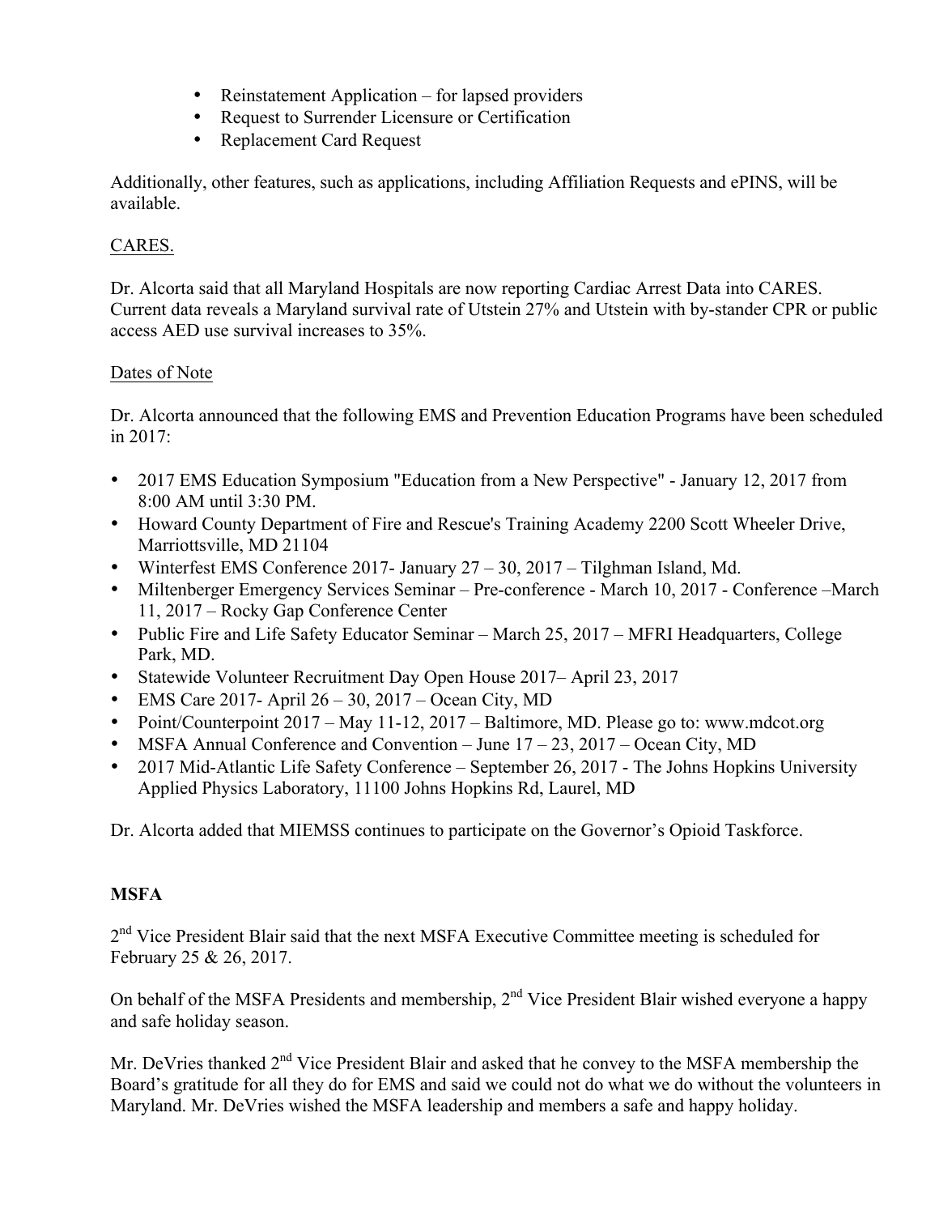- Reinstatement Application – for lapsed providers
- Request to Surrender Licensure or Certification
- Replacement Card Request

Additionally, other features, such as applications, including Affiliation Requests and ePINS, will be available.

CARES.

Dr. Alcorta said that all Maryland Hospitals are now reporting Cardiac Arrest Data into CARES. Current data reveals a Maryland survival rate of Utstein 27% and Utstein with by-stander CPR or public access AED use survival increases to 35%.

Dates of Note

Dr. Alcorta announced that the following EMS and Prevention Education Programs have been scheduled in 2017:

- 2017 EMS Education Symposium "Education from a New Perspective" - January 12, 2017 from 8:00 AM until 3:30 PM.
- Howard County Department of Fire and Rescue's Training Academy 2200 Scott Wheeler Drive, Marriottsville, MD 21104
- Winterfest EMS Conference 2017- January 27 – 30, 2017 – Tilghman Island, Md.
- Miltenberger Emergency Services Seminar – Pre-conference - March 10, 2017 - Conference –March 11, 2017 – Rocky Gap Conference Center
- Public Fire and Life Safety Educator Seminar – March 25, 2017 – MFRI Headquarters, College Park, MD.
- Statewide Volunteer Recruitment Day Open House 2017– April 23, 2017
- EMS Care 2017- April 26 – 30, 2017 – Ocean City, MD
- Point/Counterpoint 2017 – May 11-12, 2017 – Baltimore, MD. Please go to: www.mdcot.org
- MSFA Annual Conference and Convention – June 17 – 23, 2017 – Ocean City, MD
- 2017 Mid-Atlantic Life Safety Conference – September 26, 2017 - The Johns Hopkins University Applied Physics Laboratory, 11100 Johns Hopkins Rd, Laurel, MD

Dr. Alcorta added that MIEMSS continues to participate on the Governor's Opioid Taskforce.

**MSFA**

2nd Vice President Blair said that the next MSFA Executive Committee meeting is scheduled for February 25 & 26, 2017.

On behalf of the MSFA Presidents and membership, 2nd Vice President Blair wished everyone a happy and safe holiday season.

Mr. DeVries thanked 2nd Vice President Blair and asked that he convey to the MSFA membership the Board's gratitude for all they do for EMS and said we could not do what we do without the volunteers in Maryland. Mr. DeVries wished the MSFA leadership and members a safe and happy holiday.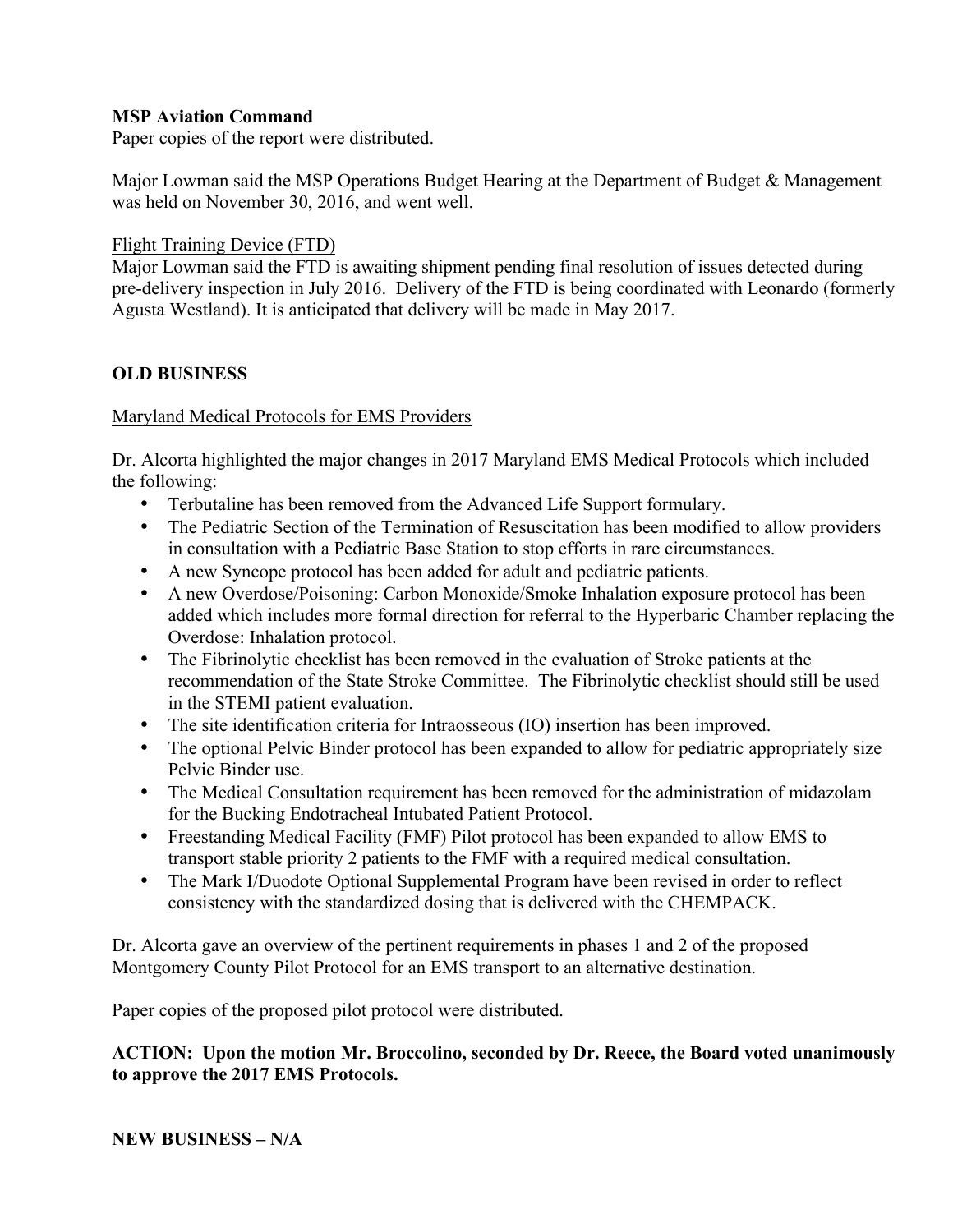**MSP Aviation Command**

Paper copies of the report were distributed.

Major Lowman said the MSP Operations Budget Hearing at the Department of Budget & Management was held on November 30, 2016, and went well.

Flight Training Device (FTD)

Major Lowman said the FTD is awaiting shipment pending final resolution of issues detected during pre-delivery inspection in July 2016. Delivery of the FTD is being coordinated with Leonardo (formerly Agusta Westland). It is anticipated that delivery will be made in May 2017.

**OLD BUSINESS**

Maryland Medical Protocols for EMS Providers

Dr. Alcorta highlighted the major changes in 2017 Maryland EMS Medical Protocols which included the following:

- Terbutaline has been removed from the Advanced Life Support formulary.
- The Pediatric Section of the Termination of Resuscitation has been modified to allow providers in consultation with a Pediatric Base Station to stop efforts in rare circumstances.
- A new Syncope protocol has been added for adult and pediatric patients.
- A new Overdose/Poisoning: Carbon Monoxide/Smoke Inhalation exposure protocol has been added which includes more formal direction for referral to the Hyperbaric Chamber replacing the Overdose: Inhalation protocol.
- The Fibrinolytic checklist has been removed in the evaluation of Stroke patients at the recommendation of the State Stroke Committee. The Fibrinolytic checklist should still be used in the STEMI patient evaluation.
- The site identification criteria for Intraosseous (IO) insertion has been improved.
- The optional Pelvic Binder protocol has been expanded to allow for pediatric appropriately size Pelvic Binder use.
- The Medical Consultation requirement has been removed for the administration of midazolam for the Bucking Endotracheal Intubated Patient Protocol.
- Freestanding Medical Facility (FMF) Pilot protocol has been expanded to allow EMS to transport stable priority 2 patients to the FMF with a required medical consultation.
- The Mark I/Duodote Optional Supplemental Program have been revised in order to reflect consistency with the standardized dosing that is delivered with the CHEMPACK.

Dr. Alcorta gave an overview of the pertinent requirements in phases 1 and 2 of the proposed Montgomery County Pilot Protocol for an EMS transport to an alternative destination.

Paper copies of the proposed pilot protocol were distributed.

**ACTION: Upon the motion Mr. Broccolino, seconded by Dr. Reece, the Board voted unanimously to approve the 2017 EMS Protocols.**

**NEW BUSINESS – N/A**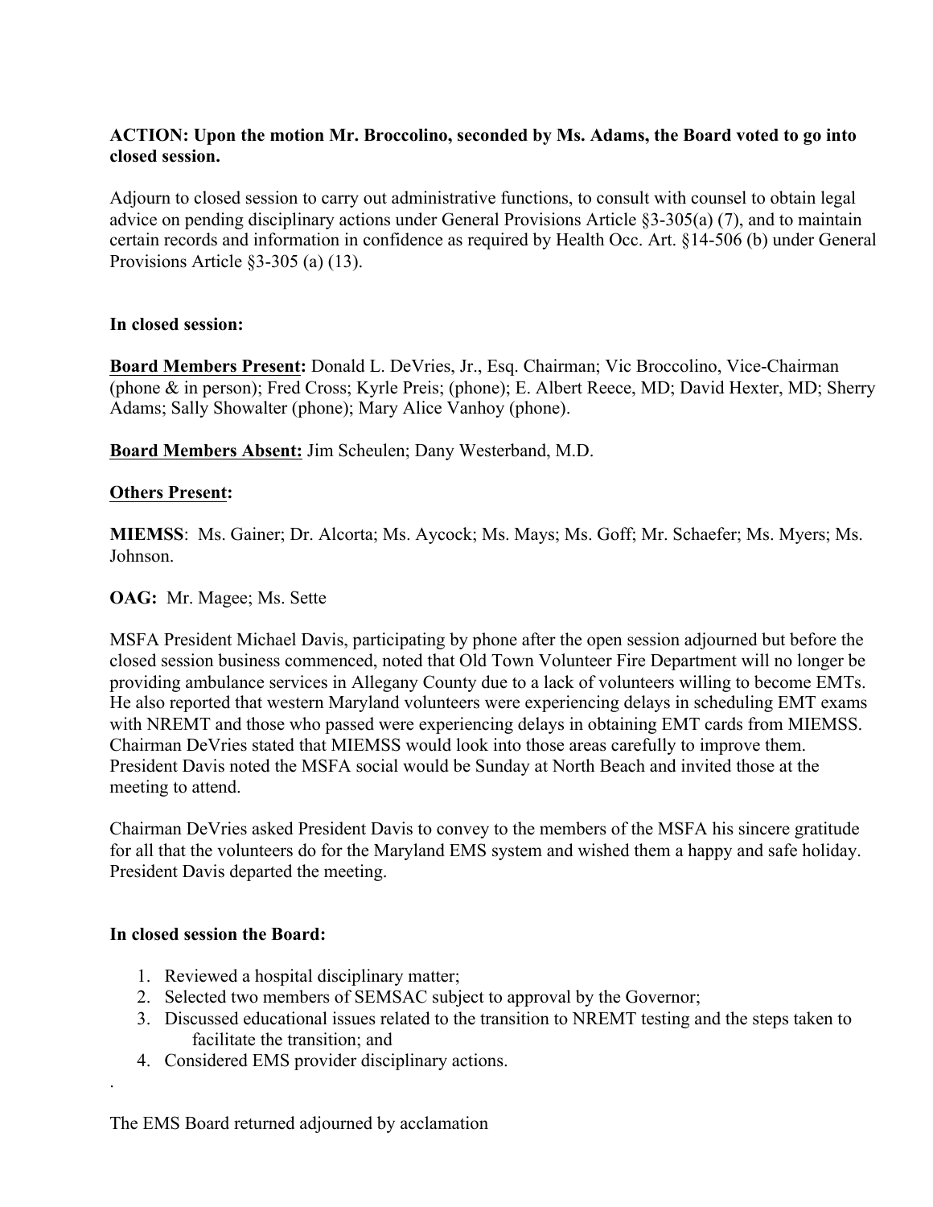**ACTION: Upon the motion Mr. Broccolino, seconded by Ms. Adams, the Board voted to go into closed session.**

Adjourn to closed session to carry out administrative functions, to consult with counsel to obtain legal advice on pending disciplinary actions under General Provisions Article §3-305(a) (7), and to maintain certain records and information in confidence as required by Health Occ. Art. §14-506 (b) under General Provisions Article §3-305 (a) (13).

**In closed session:**

**Board Members Present:** Donald L. DeVries, Jr., Esq. Chairman; Vic Broccolino, Vice-Chairman (phone & in person); Fred Cross; Kyrle Preis; (phone); E. Albert Reece, MD; David Hexter, MD; Sherry Adams; Sally Showalter (phone); Mary Alice Vanhoy (phone).

**Board Members Absent:** Jim Scheulen; Dany Westerband, M.D.

**Others Present:**

**MIEMSS**: Ms. Gainer; Dr. Alcorta; Ms. Aycock; Ms. Mays; Ms. Goff; Mr. Schaefer; Ms. Myers; Ms. Johnson.

**OAG:** Mr. Magee; Ms. Sette

MSFA President Michael Davis, participating by phone after the open session adjourned but before the closed session business commenced, noted that Old Town Volunteer Fire Department will no longer be providing ambulance services in Allegany County due to a lack of volunteers willing to become EMTs. He also reported that western Maryland volunteers were experiencing delays in scheduling EMT exams with NREMT and those who passed were experiencing delays in obtaining EMT cards from MIEMSS. Chairman DeVries stated that MIEMSS would look into those areas carefully to improve them. President Davis noted the MSFA social would be Sunday at North Beach and invited those at the meeting to attend.

Chairman DeVries asked President Davis to convey to the members of the MSFA his sincere gratitude for all that the volunteers do for the Maryland EMS system and wished them a happy and safe holiday. President Davis departed the meeting.

**In closed session the Board:**

1. Reviewed a hospital disciplinary matter;
2. Selected two members of SEMSAC subject to approval by the Governor;
3. Discussed educational issues related to the transition to NREMT testing and the steps taken to facilitate the transition; and
4. Considered EMS provider disciplinary actions.

.

The EMS Board returned adjourned by acclamation